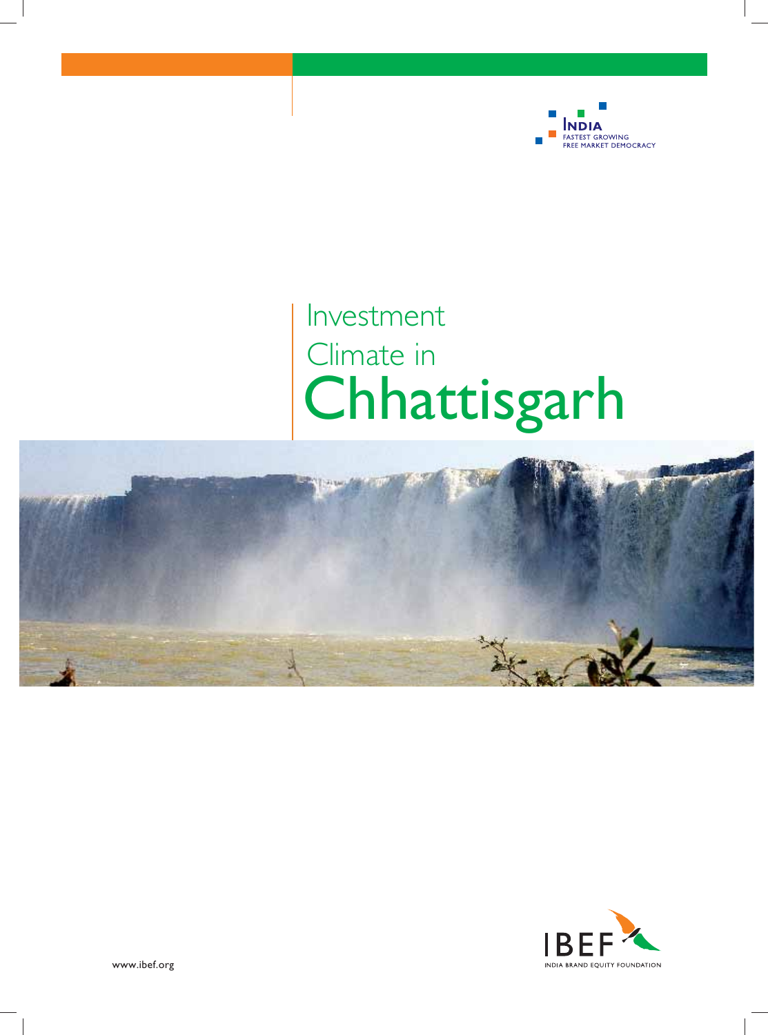INDIA
FASTEST GROWING
FREE MARKET DEMOCRACY

# Investment Climate in Chhattisgarh

IBEF
INDIA BRAND EQUITY FOUNDATION

www.ibef.org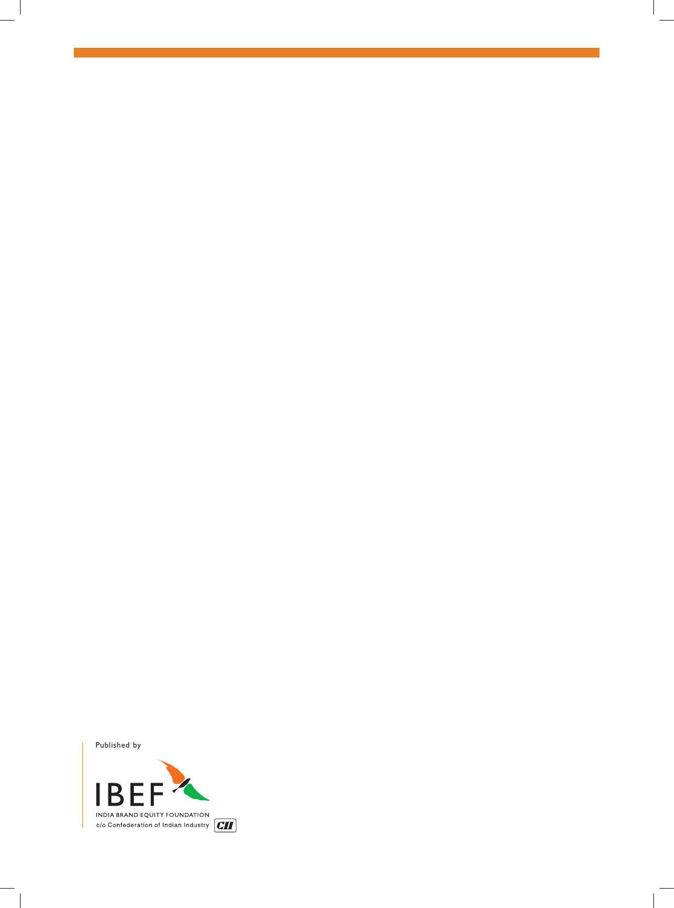Published by

IBEF

INDIA BRAND EQUITY FOUNDATION

c/o Confederation of Indian Industry CII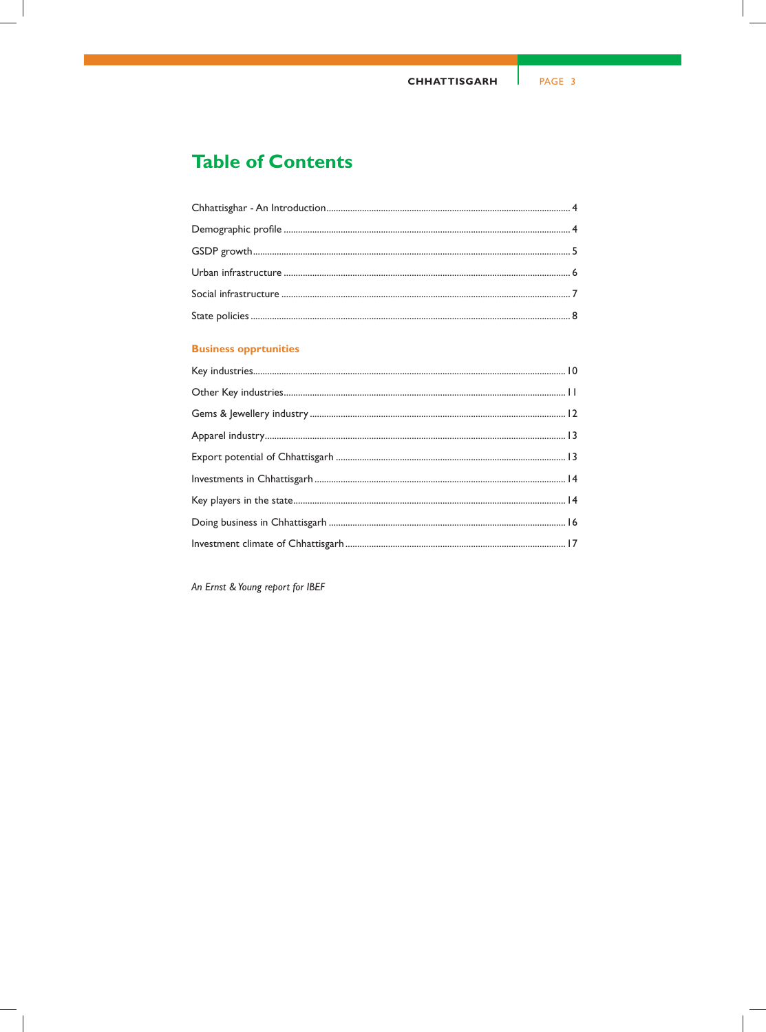# Table of Contents

Chhattisghar - An Introduction ...................................................................... 4

Demographic profile ...................................................................... 4

GSDP growth ...................................................................... 5

Urban infrastructure ...................................................................... 6

Social infrastructure ...................................................................... 7

State policies ...................................................................... 8

## Business opprtunities

Key industries ...................................................................... 10

Other Key industries ...................................................................... 11

Gems & Jewellery industry ...................................................................... 12

Apparel industry ...................................................................... 13

Export potential of Chhattisgarh ...................................................................... 13

Investments in Chhattisgarh ...................................................................... 14

Key players in the state ...................................................................... 14

Doing business in Chhattisgarh ...................................................................... 16

Investment climate of Chhattisgarh ...................................................................... 17

*An Ernst & Young report for IBEF*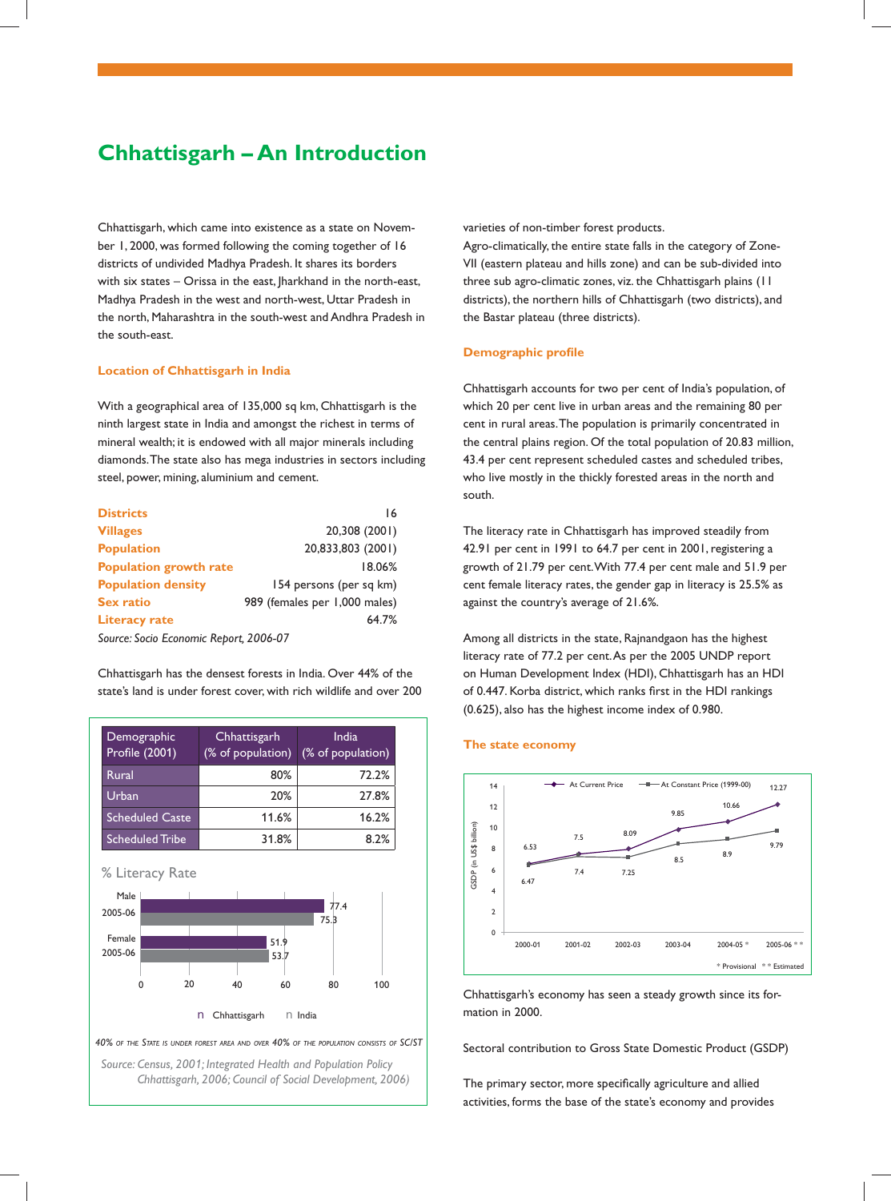# Chhattisgarh – An Introduction

Chhattisgarh, which came into existence as a state on November 1, 2000, was formed following the coming together of 16 districts of undivided Madhya Pradesh. It shares its borders with six states – Orissa in the east, Jharkhand in the north-east, Madhya Pradesh in the west and north-west, Uttar Pradesh in the north, Maharashtra in the south-west and Andhra Pradesh in the south-east.

### Location of Chhattisgarh in India

With a geographical area of 135,000 sq km, Chhattisgarh is the ninth largest state in India and amongst the richest in terms of mineral wealth; it is endowed with all major minerals including diamonds. The state also has mega industries in sectors including steel, power, mining, aluminium and cement.

| | |
|---|---|
| **Districts** | 16 |
| **Villages** | 20,308 (2001) |
| **Population** | 20,833,803 (2001) |
| **Population growth rate** | 18.06% |
| **Population density** | 154 persons (per sq km) |
| **Sex ratio** | 989 (females per 1,000 males) |
| **Literacy rate** | 64.7% |

*Source: Socio Economic Report, 2006-07*

Chhattisgarh has the densest forests in India. Over 44% of the state's land is under forest cover, with rich wildlife and over 200 varieties of non-timber forest products.

| Demographic Profile (2001) | Chhattisgarh (% of population) | India (% of population) |
|---|---|---|
| Rural | 80% | 72.2% |
| Urban | 20% | 27.8% |
| Scheduled Caste | 11.6% | 16.2% |
| Scheduled Tribe | 31.8% | 8.2% |

% Literacy Rate

| | Chhattisgarh | India |
|---|---|---|
| Male 2005-06 | 77.4 | 75.3 |
| Female 2005-06 | 51.9 | 53.7 |

40% of the State is under forest area and over 40% of the population consists of SC/ST

*Source: Census, 2001; Integrated Health and Population Policy Chhattisgarh, 2006; Council of Social Development, 2006)*

Agro-climatically, the entire state falls in the category of Zone-VII (eastern plateau and hills zone) and can be sub-divided into three sub agro-climatic zones, viz. the Chhattisgarh plains (11 districts), the northern hills of Chhattisgarh (two districts), and the Bastar plateau (three districts).

### Demographic profile

Chhattisgarh accounts for two per cent of India's population, of which 20 per cent live in urban areas and the remaining 80 per cent in rural areas. The population is primarily concentrated in the central plains region. Of the total population of 20.83 million, 43.4 per cent represent scheduled castes and scheduled tribes, who live mostly in the thickly forested areas in the north and south.

The literacy rate in Chhattisgarh has improved steadily from 42.91 per cent in 1991 to 64.7 per cent in 2001, registering a growth of 21.79 per cent. With 77.4 per cent male and 51.9 per cent female literacy rates, the gender gap in literacy is 25.5% as against the country's average of 21.6%.

Among all districts in the state, Rajnandgaon has the highest literacy rate of 77.2 per cent. As per the 2005 UNDP report on Human Development Index (HDI), Chhattisgarh has an HDI of 0.447. Korba district, which ranks first in the HDI rankings (0.625), also has the highest income index of 0.980.

### The state economy

GSDP (in US$ billion)

| | 2000-01 | 2001-02 | 2002-03 | 2003-04 | 2004-05 * | 2005-06 ** |
|---|---|---|---|---|---|---|
| At Current Price | 6.53 | 7.5 | 8.09 | 9.85 | 10.66 | 12.27 |
| At Constant Price (1999-00) | 6.47 | 7.4 | 7.25 | 8.5 | 8.9 | 9.79 |

\* Provisional  ** Estimated

Chhattisgarh's economy has seen a steady growth since its formation in 2000.

Sectoral contribution to Gross State Domestic Product (GSDP)

The primary sector, more specifically agriculture and allied activities, forms the base of the state's economy and provides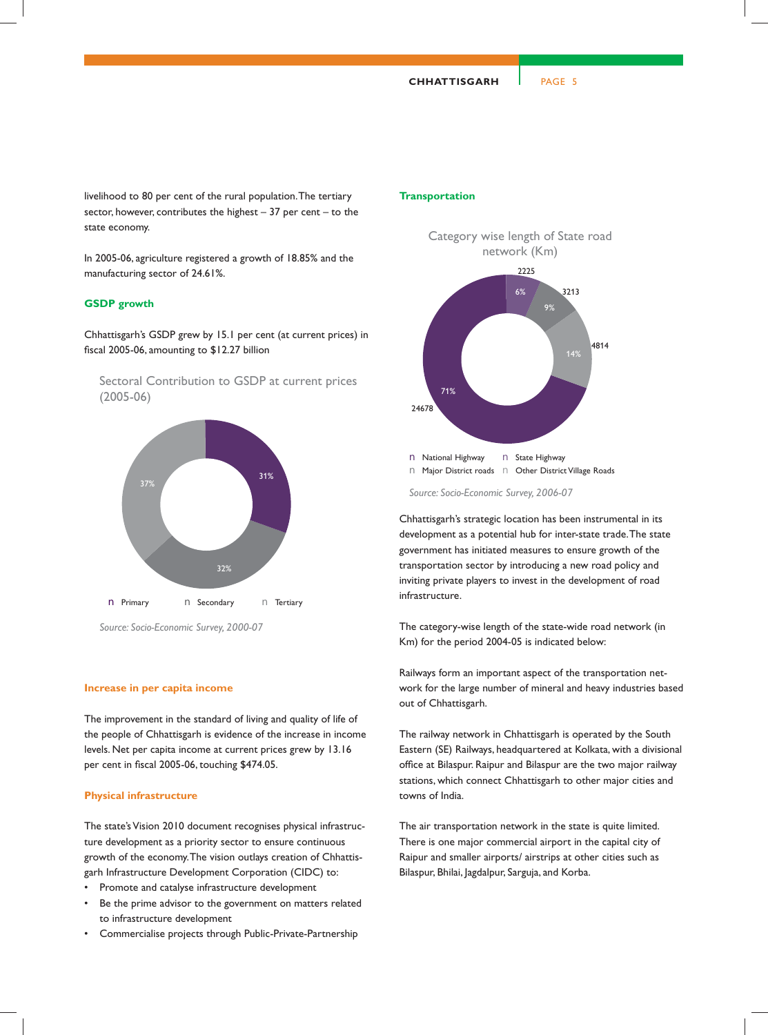livelihood to 80 per cent of the rural population. The tertiary sector, however, contributes the highest – 37 per cent – to the state economy.

In 2005-06, agriculture registered a growth of 18.85% and the manufacturing sector of 24.61%.

### GSDP growth

Chhattisgarh's GSDP grew by 15.1 per cent (at current prices) in fiscal 2005-06, amounting to $12.27 billion

Sectoral Contribution to GSDP at current prices (2005-06)

| Sector | Share |
|---|---|
| Primary | 31% |
| Secondary | 32% |
| Tertiary | 37% |

*Source: Socio-Economic Survey, 2000-07*

### Increase in per capita income

The improvement in the standard of living and quality of life of the people of Chhattisgarh is evidence of the increase in income levels. Net per capita income at current prices grew by 13.16 per cent in fiscal 2005-06, touching $474.05.

### Physical infrastructure

The state's Vision 2010 document recognises physical infrastructure development as a priority sector to ensure continuous growth of the economy. The vision outlays creation of Chhattisgarh Infrastructure Development Corporation (CIDC) to:

- Promote and catalyse infrastructure development
- Be the prime advisor to the government on matters related to infrastructure development
- Commercialise projects through Public-Private-Partnership

### Transportation

Category wise length of State road network (Km)

| Category | Length (Km) | Share |
|---|---|---|
| National Highway | 2225 | 6% |
| State Highway | 3213 | 9% |
| Major District roads | 4814 | 14% |
| Other District Village Roads | 24678 | 71% |

*Source: Socio-Economic Survey, 2006-07*

Chhattisgarh's strategic location has been instrumental in its development as a potential hub for inter-state trade. The state government has initiated measures to ensure growth of the transportation sector by introducing a new road policy and inviting private players to invest in the development of road infrastructure.

The category-wise length of the state-wide road network (in Km) for the period 2004-05 is indicated below:

Railways form an important aspect of the transportation network for the large number of mineral and heavy industries based out of Chhattisgarh.

The railway network in Chhattisgarh is operated by the South Eastern (SE) Railways, headquartered at Kolkata, with a divisional office at Bilaspur. Raipur and Bilaspur are the two major railway stations, which connect Chhattisgarh to other major cities and towns of India.

The air transportation network in the state is quite limited. There is one major commercial airport in the capital city of Raipur and smaller airports/ airstrips at other cities such as Bilaspur, Bhilai, Jagdalpur, Sarguja, and Korba.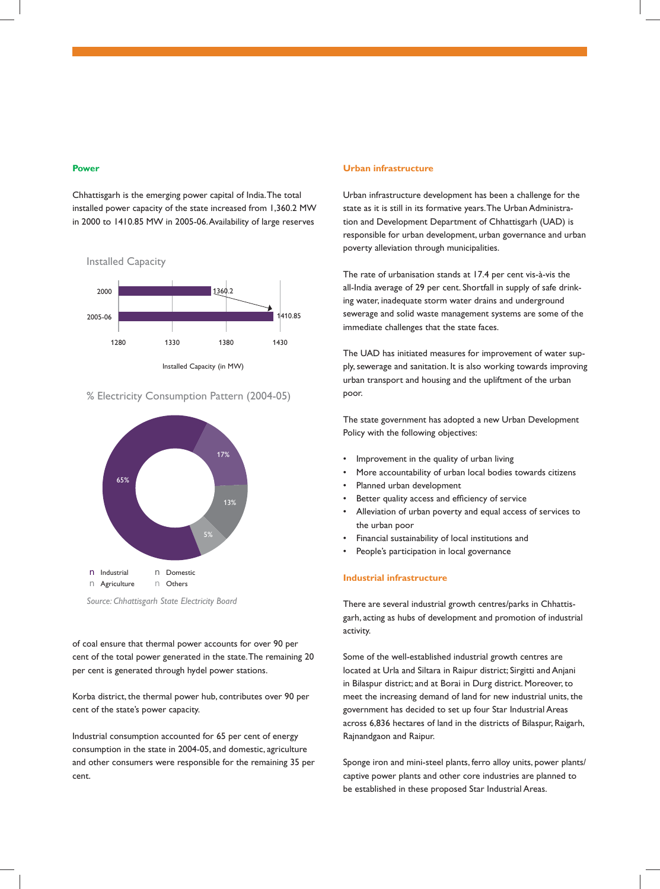## Power

Chhattisgarh is the emerging power capital of India. The total installed power capacity of the state increased from 1,360.2 MW in 2000 to 1410.85 MW in 2005-06. Availability of large reserves of coal ensure that thermal power accounts for over 90 per cent of the total power generated in the state. The remaining 20 per cent is generated through hydel power stations.

Installed Capacity

| Year | Installed Capacity (in MW) |
|---|---|
| 2000 | 1360.2 |
| 2005-06 | 1410.85 |

% Electricity Consumption Pattern (2004-05)

| Category | % |
|---|---|
| Industrial | 65% |
| Domestic | 17% |
| Agriculture | 13% |
| Others | 5% |

*Source: Chhattisgarh State Electricity Board*

Korba district, the thermal power hub, contributes over 90 per cent of the state's power capacity.

Industrial consumption accounted for 65 per cent of energy consumption in the state in 2004-05, and domestic, agriculture and other consumers were responsible for the remaining 35 per cent.

## Urban infrastructure

Urban infrastructure development has been a challenge for the state as it is still in its formative years. The Urban Administration and Development Department of Chhattisgarh (UAD) is responsible for urban development, urban governance and urban poverty alleviation through municipalities.

The rate of urbanisation stands at 17.4 per cent vis-à-vis the all-India average of 29 per cent. Shortfall in supply of safe drinking water, inadequate storm water drains and underground sewerage and solid waste management systems are some of the immediate challenges that the state faces.

The UAD has initiated measures for improvement of water supply, sewerage and sanitation. It is also working towards improving urban transport and housing and the upliftment of the urban poor.

The state government has adopted a new Urban Development Policy with the following objectives:

- Improvement in the quality of urban living
- More accountability of urban local bodies towards citizens
- Planned urban development
- Better quality access and efficiency of service
- Alleviation of urban poverty and equal access of services to the urban poor
- Financial sustainability of local institutions and
- People's participation in local governance

## Industrial infrastructure

There are several industrial growth centres/parks in Chhattisgarh, acting as hubs of development and promotion of industrial activity.

Some of the well-established industrial growth centres are located at Urla and Siltara in Raipur district; Sirgitti and Anjani in Bilaspur district; and at Borai in Durg district. Moreover, to meet the increasing demand of land for new industrial units, the government has decided to set up four Star Industrial Areas across 6,836 hectares of land in the districts of Bilaspur, Raigarh, Rajnandgaon and Raipur.

Sponge iron and mini-steel plants, ferro alloy units, power plants/captive power plants and other core industries are planned to be established in these proposed Star Industrial Areas.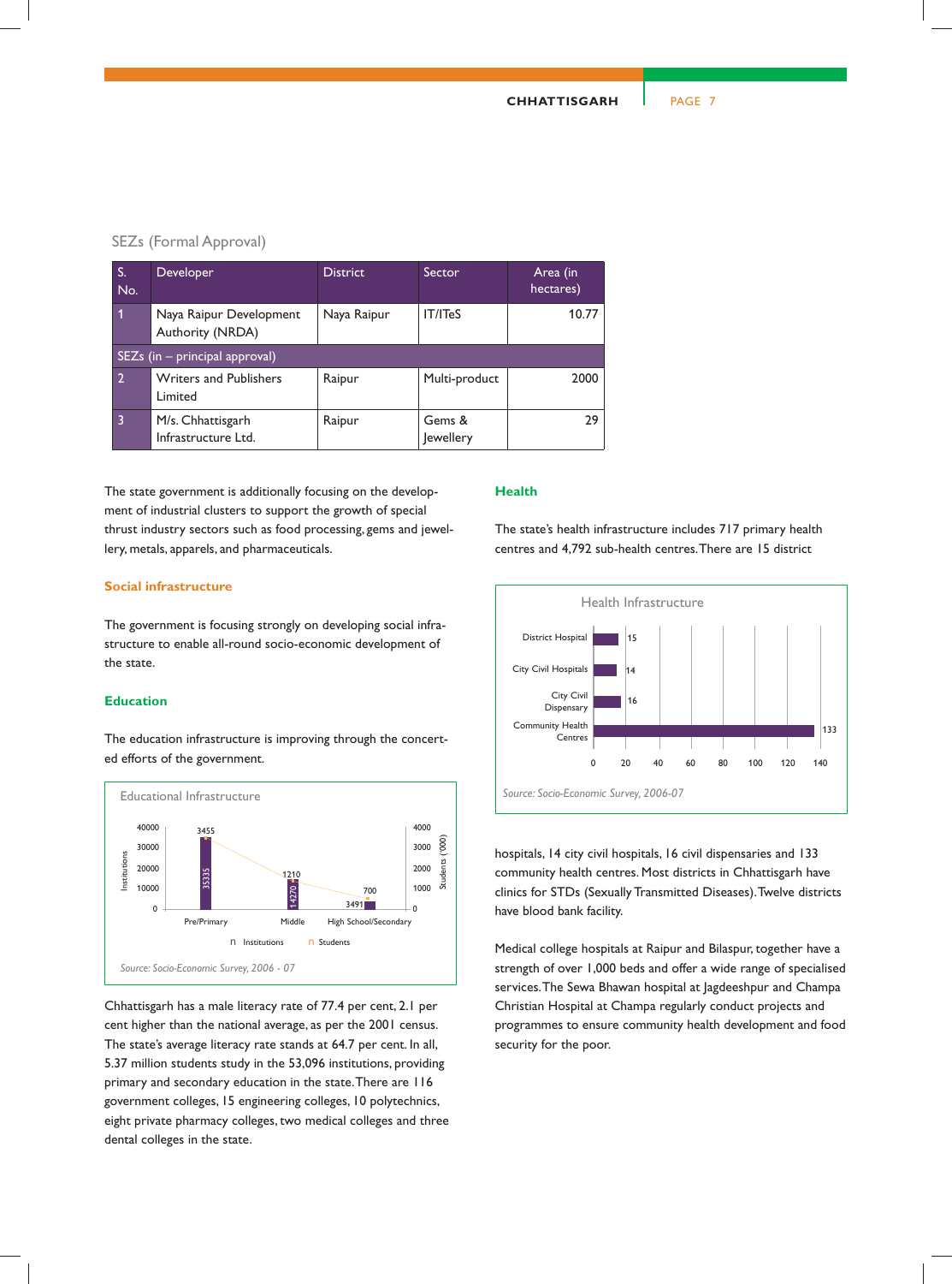SEZs (Formal Approval)

| S. No. | Developer | District | Sector | Area (in hectares) |
|---|---|---|---|---|
| 1 | Naya Raipur Development Authority (NRDA) | Naya Raipur | IT/ITeS | 10.77 |
| SEZs (in – principal approval) | | | | |
| 2 | Writers and Publishers Limited | Raipur | Multi-product | 2000 |
| 3 | M/s. Chhattisgarh Infrastructure Ltd. | Raipur | Gems & Jewellery | 29 |

The state government is additionally focusing on the development of industrial clusters to support the growth of special thrust industry sectors such as food processing, gems and jewellery, metals, apparels, and pharmaceuticals.

### Social infrastructure

The government is focusing strongly on developing social infrastructure to enable all-round socio-economic development of the state.

### Education

The education infrastructure is improving through the concerted efforts of the government.

Educational Infrastructure

| | Institutions | Students ('000) |
|---|---|---|
| Pre/Primary | 35335 | 3455 |
| Middle | 14270 | 1210 |
| High School/Secondary | 3491 | 700 |

*Source: Socio-Economic Survey, 2006 - 07*

Chhattisgarh has a male literacy rate of 77.4 per cent, 2.1 per cent higher than the national average, as per the 2001 census. The state's average literacy rate stands at 64.7 per cent. In all, 5.37 million students study in the 53,096 institutions, providing primary and secondary education in the state. There are 116 government colleges, 15 engineering colleges, 10 polytechnics, eight private pharmacy colleges, two medical colleges and three dental colleges in the state.

### Health

The state's health infrastructure includes 717 primary health centres and 4,792 sub-health centres. There are 15 district hospitals, 14 city civil hospitals, 16 civil dispensaries and 133 community health centres. Most districts in Chhattisgarh have clinics for STDs (Sexually Transmitted Diseases). Twelve districts have blood bank facility.

Health Infrastructure

| Facility | Number |
|---|---|
| District Hospital | 15 |
| City Civil Hospitals | 14 |
| City Civil Dispensary | 16 |
| Community Health Centres | 133 |

*Source: Socio-Economic Survey, 2006-07*

Medical college hospitals at Raipur and Bilaspur, together have a strength of over 1,000 beds and offer a wide range of specialised services. The Sewa Bhawan hospital at Jagdeeshpur and Champa Christian Hospital at Champa regularly conduct projects and programmes to ensure community health development and food security for the poor.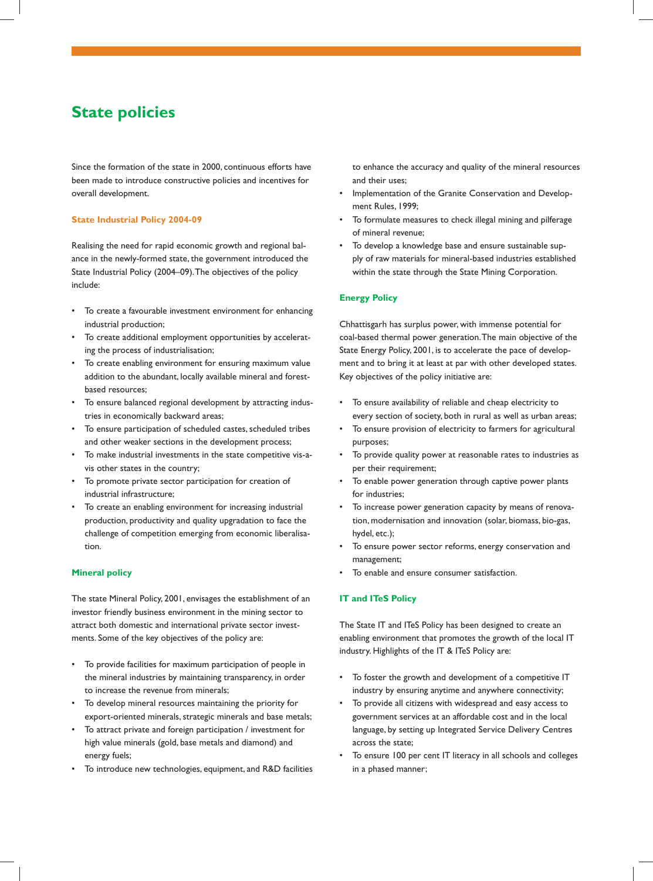# State policies

Since the formation of the state in 2000, continuous efforts have been made to introduce constructive policies and incentives for overall development.

### State Industrial Policy 2004-09

Realising the need for rapid economic growth and regional balance in the newly-formed state, the government introduced the State Industrial Policy (2004–09). The objectives of the policy include:

- To create a favourable investment environment for enhancing industrial production;
- To create additional employment opportunities by accelerating the process of industrialisation;
- To create enabling environment for ensuring maximum value addition to the abundant, locally available mineral and forest-based resources;
- To ensure balanced regional development by attracting industries in economically backward areas;
- To ensure participation of scheduled castes, scheduled tribes and other weaker sections in the development process;
- To make industrial investments in the state competitive vis-a-vis other states in the country;
- To promote private sector participation for creation of industrial infrastructure;
- To create an enabling environment for increasing industrial production, productivity and quality upgradation to face the challenge of competition emerging from economic liberalisation.

### Mineral policy

The state Mineral Policy, 2001, envisages the establishment of an investor friendly business environment in the mining sector to attract both domestic and international private sector investments. Some of the key objectives of the policy are:

- To provide facilities for maximum participation of people in the mineral industries by maintaining transparency, in order to increase the revenue from minerals;
- To develop mineral resources maintaining the priority for export-oriented minerals, strategic minerals and base metals;
- To attract private and foreign participation / investment for high value minerals (gold, base metals and diamond) and energy fuels;
- To introduce new technologies, equipment, and R&D facilities to enhance the accuracy and quality of the mineral resources and their uses;
- Implementation of the Granite Conservation and Development Rules, 1999;
- To formulate measures to check illegal mining and pilferage of mineral revenue;
- To develop a knowledge base and ensure sustainable supply of raw materials for mineral-based industries established within the state through the State Mining Corporation.

### Energy Policy

Chhattisgarh has surplus power, with immense potential for coal-based thermal power generation. The main objective of the State Energy Policy, 2001, is to accelerate the pace of development and to bring it at least at par with other developed states. Key objectives of the policy initiative are:

- To ensure availability of reliable and cheap electricity to every section of society, both in rural as well as urban areas;
- To ensure provision of electricity to farmers for agricultural purposes;
- To provide quality power at reasonable rates to industries as per their requirement;
- To enable power generation through captive power plants for industries;
- To increase power generation capacity by means of renovation, modernisation and innovation (solar, biomass, bio-gas, hydel, etc.);
- To ensure power sector reforms, energy conservation and management;
- To enable and ensure consumer satisfaction.

### IT and ITeS Policy

The State IT and ITeS Policy has been designed to create an enabling environment that promotes the growth of the local IT industry. Highlights of the IT & ITeS Policy are:

- To foster the growth and development of a competitive IT industry by ensuring anytime and anywhere connectivity;
- To provide all citizens with widespread and easy access to government services at an affordable cost and in the local language, by setting up Integrated Service Delivery Centres across the state;
- To ensure 100 per cent IT literacy in all schools and colleges in a phased manner;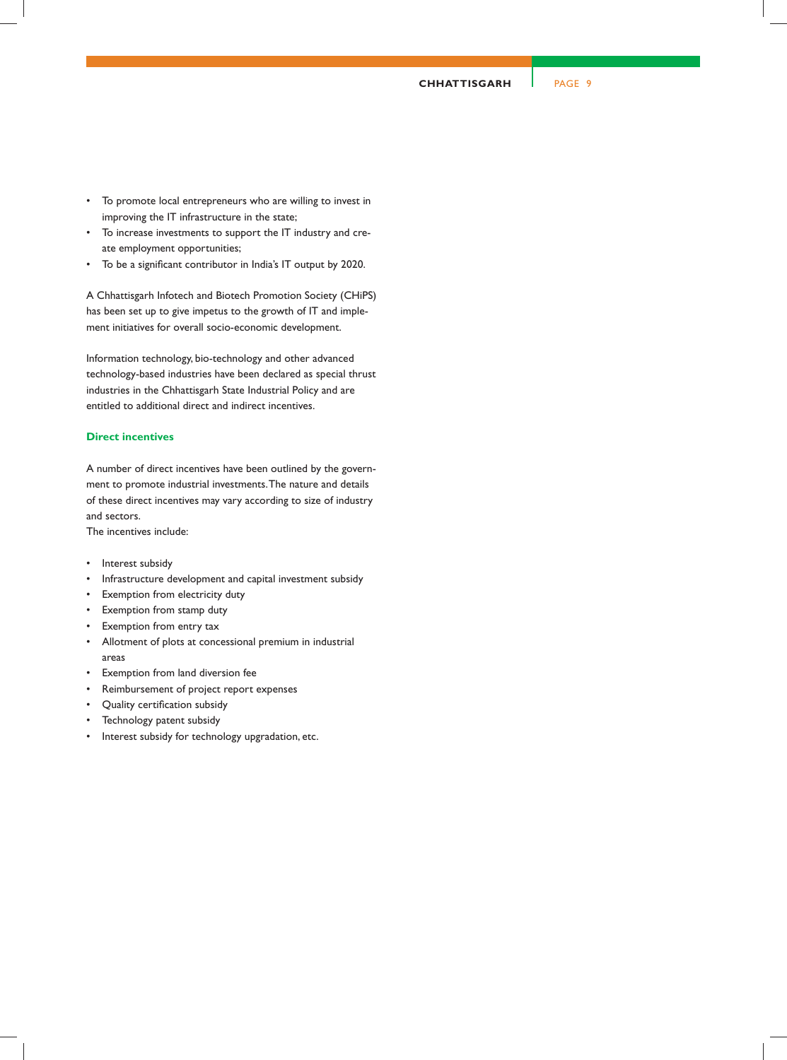- To promote local entrepreneurs who are willing to invest in improving the IT infrastructure in the state;
- To increase investments to support the IT industry and create employment opportunities;
- To be a significant contributor in India's IT output by 2020.

A Chhattisgarh Infotech and Biotech Promotion Society (CHiPS) has been set up to give impetus to the growth of IT and implement initiatives for overall socio-economic development.

Information technology, bio-technology and other advanced technology-based industries have been declared as special thrust industries in the Chhattisgarh State Industrial Policy and are entitled to additional direct and indirect incentives.

### Direct incentives

A number of direct incentives have been outlined by the government to promote industrial investments. The nature and details of these direct incentives may vary according to size of industry and sectors.
The incentives include:

- Interest subsidy
- Infrastructure development and capital investment subsidy
- Exemption from electricity duty
- Exemption from stamp duty
- Exemption from entry tax
- Allotment of plots at concessional premium in industrial areas
- Exemption from land diversion fee
- Reimbursement of project report expenses
- Quality certification subsidy
- Technology patent subsidy
- Interest subsidy for technology upgradation, etc.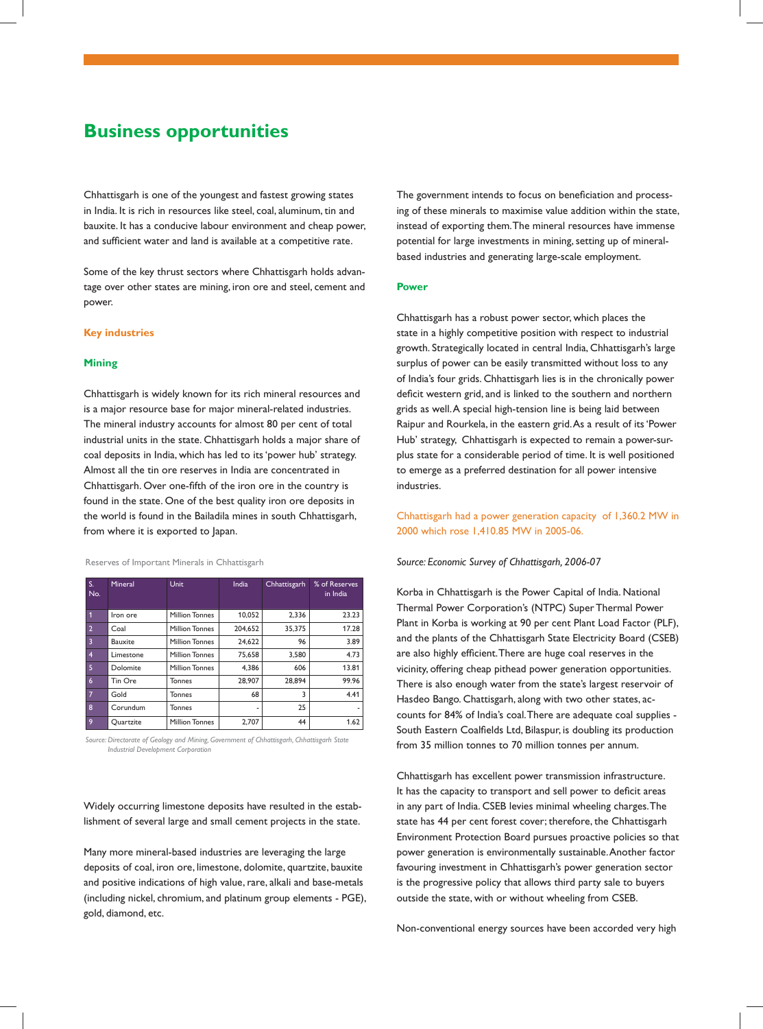# Business opportunities

Chhattisgarh is one of the youngest and fastest growing states in India. It is rich in resources like steel, coal, aluminum, tin and bauxite. It has a conducive labour environment and cheap power, and sufficient water and land is available at a competitive rate.

Some of the key thrust sectors where Chhattisgarh holds advantage over other states are mining, iron ore and steel, cement and power.

## Key industries

### Mining

Chhattisgarh is widely known for its rich mineral resources and is a major resource base for major mineral-related industries. The mineral industry accounts for almost 80 per cent of total industrial units in the state. Chhattisgarh holds a major share of coal deposits in India, which has led to its 'power hub' strategy. Almost all the tin ore reserves in India are concentrated in Chhattisgarh. Over one-fifth of the iron ore in the country is found in the state. One of the best quality iron ore deposits in the world is found in the Bailadila mines in south Chhattisgarh, from where it is exported to Japan.

Reserves of Important Minerals in Chhattisgarh

| S. No. | Mineral | Unit | India | Chhattisgarh | % of Reserves in India |
|---|---|---|---|---|---|
| 1 | Iron ore | Million Tonnes | 10,052 | 2,336 | 23.23 |
| 2 | Coal | Million Tonnes | 204,652 | 35,375 | 17.28 |
| 3 | Bauxite | Million Tonnes | 24,622 | 96 | 3.89 |
| 4 | Limestone | Million Tonnes | 75,658 | 3,580 | 4.73 |
| 5 | Dolomite | Million Tonnes | 4,386 | 606 | 13.81 |
| 6 | Tin Ore | Tonnes | 28,907 | 28,894 | 99.96 |
| 7 | Gold | Tonnes | 68 | 3 | 4.41 |
| 8 | Corundum | Tonnes | - | 25 | - |
| 9 | Quartzite | Million Tonnes | 2,707 | 44 | 1.62 |

*Source: Directorate of Geology and Mining, Government of Chhattisgarh, Chhattisgarh State Industrial Development Corporation*

Widely occurring limestone deposits have resulted in the establishment of several large and small cement projects in the state.

Many more mineral-based industries are leveraging the large deposits of coal, iron ore, limestone, dolomite, quartzite, bauxite and positive indications of high value, rare, alkali and base-metals (including nickel, chromium, and platinum group elements - PGE), gold, diamond, etc.

The government intends to focus on beneficiation and processing of these minerals to maximise value addition within the state, instead of exporting them. The mineral resources have immense potential for large investments in mining, setting up of mineral-based industries and generating large-scale employment.

### Power

Chhattisgarh has a robust power sector, which places the state in a highly competitive position with respect to industrial growth. Strategically located in central India, Chhattisgarh's large surplus of power can be easily transmitted without loss to any of India's four grids. Chhattisgarh lies is in the chronically power deficit western grid, and is linked to the southern and northern grids as well. A special high-tension line is being laid between Raipur and Rourkela, in the eastern grid. As a result of its 'Power Hub' strategy, Chhattisgarh is expected to remain a power-surplus state for a considerable period of time. It is well positioned to emerge as a preferred destination for all power intensive industries.

Chhattisgarh had a power generation capacity of 1,360.2 MW in 2000 which rose 1,410.85 MW in 2005-06.

*Source: Economic Survey of Chhattisgarh, 2006-07*

Korba in Chhattisgarh is the Power Capital of India. National Thermal Power Corporation's (NTPC) Super Thermal Power Plant in Korba is working at 90 per cent Plant Load Factor (PLF), and the plants of the Chhattisgarh State Electricity Board (CSEB) are also highly efficient. There are huge coal reserves in the vicinity, offering cheap pithead power generation opportunities. There is also enough water from the state's largest reservoir of Hasdeo Bango. Chattisgarh, along with two other states, accounts for 84% of India's coal. There are adequate coal supplies - South Eastern Coalfields Ltd, Bilaspur, is doubling its production from 35 million tonnes to 70 million tonnes per annum.

Chhattisgarh has excellent power transmission infrastructure. It has the capacity to transport and sell power to deficit areas in any part of India. CSEB levies minimal wheeling charges. The state has 44 per cent forest cover; therefore, the Chhattisgarh Environment Protection Board pursues proactive policies so that power generation is environmentally sustainable. Another factor favouring investment in Chhattisgarh's power generation sector is the progressive policy that allows third party sale to buyers outside the state, with or without wheeling from CSEB.

Non-conventional energy sources have been accorded very high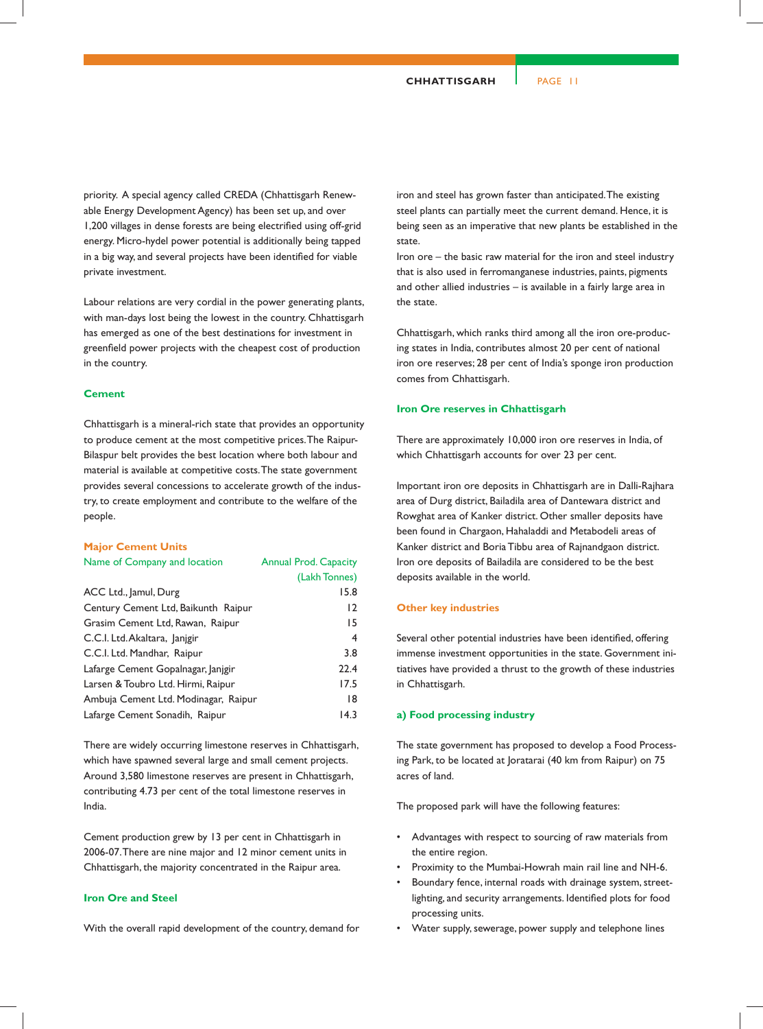priority. A special agency called CREDA (Chhattisgarh Renewable Energy Development Agency) has been set up, and over 1,200 villages in dense forests are being electrified using off-grid energy. Micro-hydel power potential is additionally being tapped in a big way, and several projects have been identified for viable private investment.

Labour relations are very cordial in the power generating plants, with man-days lost being the lowest in the country. Chhattisgarh has emerged as one of the best destinations for investment in greenfield power projects with the cheapest cost of production in the country.

### Cement

Chhattisgarh is a mineral-rich state that provides an opportunity to produce cement at the most competitive prices. The Raipur-Bilaspur belt provides the best location where both labour and material is available at competitive costs. The state government provides several concessions to accelerate growth of the industry, to create employment and contribute to the welfare of the people.

#### Major Cement Units

| Name of Company and location | Annual Prod. Capacity (Lakh Tonnes) |
|---|---|
| ACC Ltd., Jamul, Durg | 15.8 |
| Century Cement Ltd, Baikunth Raipur | 12 |
| Grasim Cement Ltd, Rawan, Raipur | 15 |
| C.C.I. Ltd. Akaltara, Janjgir | 4 |
| C.C.I. Ltd. Mandhar, Raipur | 3.8 |
| Lafarge Cement Gopalnagar, Janjgir | 22.4 |
| Larsen & Toubro Ltd. Hirmi, Raipur | 17.5 |
| Ambuja Cement Ltd. Modinagar, Raipur | 18 |
| Lafarge Cement Sonadih, Raipur | 14.3 |

There are widely occurring limestone reserves in Chhattisgarh, which have spawned several large and small cement projects. Around 3,580 limestone reserves are present in Chhattisgarh, contributing 4.73 per cent of the total limestone reserves in India.

Cement production grew by 13 per cent in Chhattisgarh in 2006-07. There are nine major and 12 minor cement units in Chhattisgarh, the majority concentrated in the Raipur area.

### Iron Ore and Steel

With the overall rapid development of the country, demand for iron and steel has grown faster than anticipated. The existing steel plants can partially meet the current demand. Hence, it is being seen as an imperative that new plants be established in the state.

Iron ore – the basic raw material for the iron and steel industry that is also used in ferromanganese industries, paints, pigments and other allied industries – is available in a fairly large area in the state.

Chhattisgarh, which ranks third among all the iron ore-producing states in India, contributes almost 20 per cent of national iron ore reserves; 28 per cent of India's sponge iron production comes from Chhattisgarh.

### Iron Ore reserves in Chhattisgarh

There are approximately 10,000 iron ore reserves in India, of which Chhattisgarh accounts for over 23 per cent.

Important iron ore deposits in Chhattisgarh are in Dalli-Rajhara area of Durg district, Bailadila area of Dantewara district and Rowghat area of Kanker district. Other smaller deposits have been found in Chargaon, Hahaladdi and Metabodeli areas of Kanker district and Boria Tibbu area of Rajnandgaon district. Iron ore deposits of Bailadila are considered to be the best deposits available in the world.

### Other key industries

Several other potential industries have been identified, offering immense investment opportunities in the state. Government initiatives have provided a thrust to the growth of these industries in Chhattisgarh.

#### a) Food processing industry

The state government has proposed to develop a Food Processing Park, to be located at Joratarai (40 km from Raipur) on 75 acres of land.

The proposed park will have the following features:

- Advantages with respect to sourcing of raw materials from the entire region.
- Proximity to the Mumbai-Howrah main rail line and NH-6.
- Boundary fence, internal roads with drainage system, street-lighting, and security arrangements. Identified plots for food processing units.
- Water supply, sewerage, power supply and telephone lines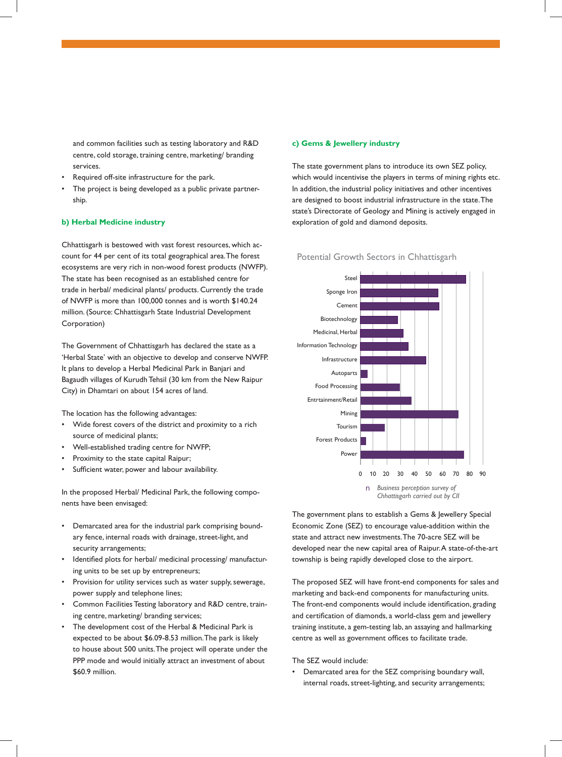and common facilities such as testing laboratory and R&D centre, cold storage, training centre, marketing/ branding services.

- Required off-site infrastructure for the park.
- The project is being developed as a public private partnership.

### b) Herbal Medicine industry

Chhattisgarh is bestowed with vast forest resources, which account for 44 per cent of its total geographical area. The forest ecosystems are very rich in non-wood forest products (NWFP). The state has been recognised as an established centre for trade in herbal/ medicinal plants/ products. Currently the trade of NWFP is more than 100,000 tonnes and is worth $140.24 million. (Source: Chhattisgarh State Industrial Development Corporation)

The Government of Chhattisgarh has declared the state as a 'Herbal State' with an objective to develop and conserve NWFP. It plans to develop a Herbal Medicinal Park in Banjari and Bagaudh villages of Kurudh Tehsil (30 km from the New Raipur City) in Dhamtari on about 154 acres of land.

The location has the following advantages:

- Wide forest covers of the district and proximity to a rich source of medicinal plants;
- Well-established trading centre for NWFP;
- Proximity to the state capital Raipur;
- Sufficient water, power and labour availability.

In the proposed Herbal/ Medicinal Park, the following components have been envisaged:

- Demarcated area for the industrial park comprising boundary fence, internal roads with drainage, street-light, and security arrangements;
- Identified plots for herbal/ medicinal processing/ manufacturing units to be set up by entrepreneurs;
- Provision for utility services such as water supply, sewerage, power supply and telephone lines;
- Common Facilities Testing laboratory and R&D centre, training centre, marketing/ branding services;
- The development cost of the Herbal & Medicinal Park is expected to be about $6.09-8.53 million. The park is likely to house about 500 units. The project will operate under the PPP mode and would initially attract an investment of about $60.9 million.

### c) Gems & Jewellery industry

The state government plans to introduce its own SEZ policy, which would incentivise the players in terms of mining rights etc. In addition, the industrial policy initiatives and other incentives are designed to boost industrial infrastructure in the state. The state's Directorate of Geology and Mining is actively engaged in exploration of gold and diamond deposits.

Potential Growth Sectors in Chhattisgarh

| Sector | Value (approx.) |
|---|---|
| Steel | 77 |
| Sponge Iron | 57 |
| Cement | 58 |
| Biotechnology | 28 |
| Medicinal, Herbal | 32 |
| Information Technology | 36 |
| Infrastructure | 48 |
| Autoparts | 5 |
| Food Processing | 29 |
| Entrtainment/Retail | 37 |
| Mining | 72 |
| Tourism | 18 |
| Forest Products | 4 |
| Power | 76 |

*Business perception survey of Chhattisgarh carried out by CII*

The government plans to establish a Gems & Jewellery Special Economic Zone (SEZ) to encourage value-addition within the state and attract new investments. The 70-acre SEZ will be developed near the new capital area of Raipur. A state-of-the-art township is being rapidly developed close to the airport.

The proposed SEZ will have front-end components for sales and marketing and back-end components for manufacturing units. The front-end components would include identification, grading and certification of diamonds, a world-class gem and jewellery training institute, a gem-testing lab, an assaying and hallmarking centre as well as government offices to facilitate trade.

The SEZ would include:

- Demarcated area for the SEZ comprising boundary wall, internal roads, street-lighting, and security arrangements;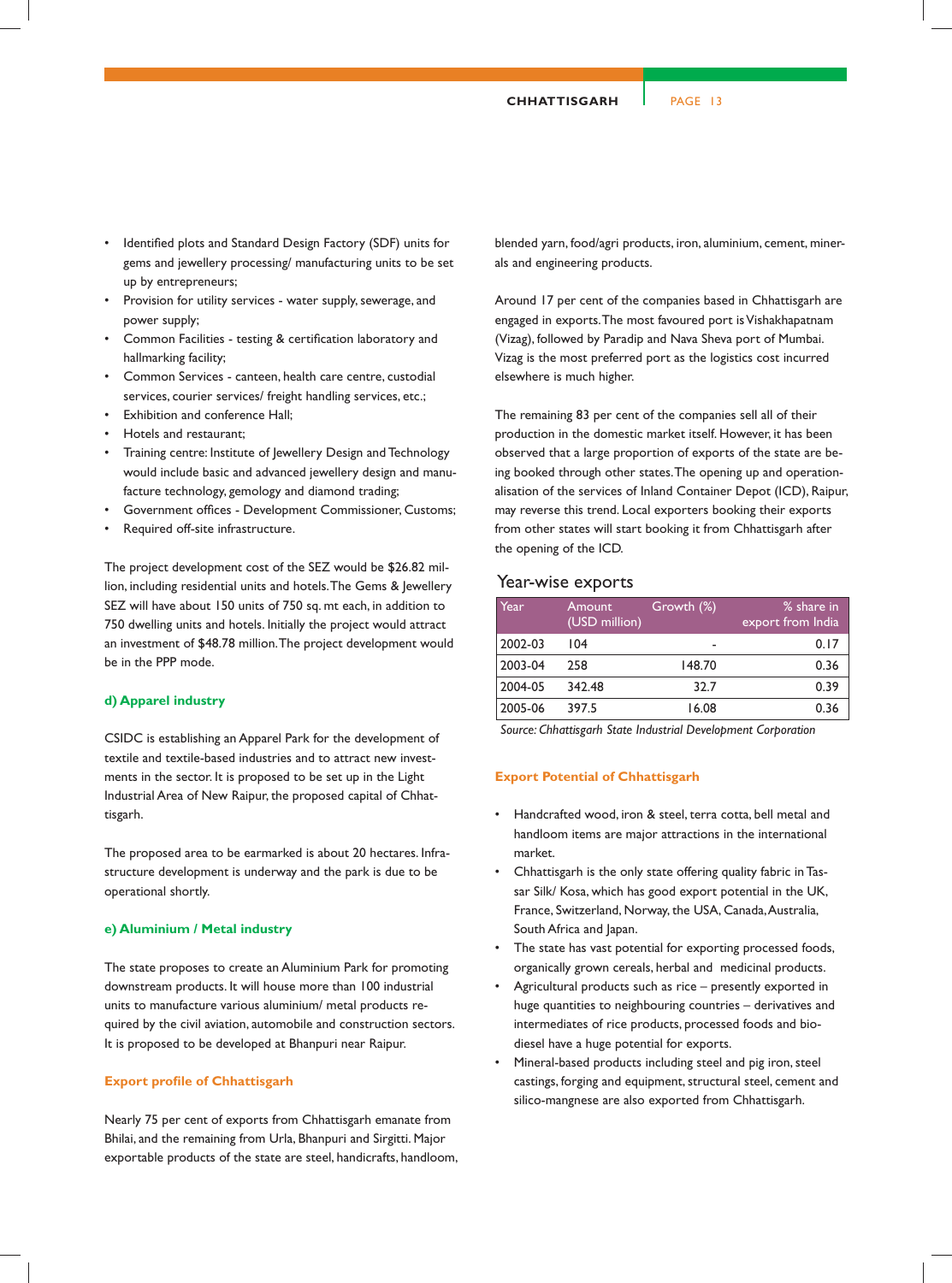- Identified plots and Standard Design Factory (SDF) units for gems and jewellery processing/ manufacturing units to be set up by entrepreneurs;
- Provision for utility services - water supply, sewerage, and power supply;
- Common Facilities - testing & certification laboratory and hallmarking facility;
- Common Services - canteen, health care centre, custodial services, courier services/ freight handling services, etc.;
- Exhibition and conference Hall;
- Hotels and restaurant;
- Training centre: Institute of Jewellery Design and Technology would include basic and advanced jewellery design and manufacture technology, gemology and diamond trading;
- Government offices - Development Commissioner, Customs;
- Required off-site infrastructure.

The project development cost of the SEZ would be $26.82 million, including residential units and hotels. The Gems & Jewellery SEZ will have about 150 units of 750 sq. mt each, in addition to 750 dwelling units and hotels. Initially the project would attract an investment of $48.78 million. The project development would be in the PPP mode.

#### d) Apparel industry

CSIDC is establishing an Apparel Park for the development of textile and textile-based industries and to attract new investments in the sector. It is proposed to be set up in the Light Industrial Area of New Raipur, the proposed capital of Chhattisgarh.

The proposed area to be earmarked is about 20 hectares. Infrastructure development is underway and the park is due to be operational shortly.

#### e) Aluminium / Metal industry

The state proposes to create an Aluminium Park for promoting downstream products. It will house more than 100 industrial units to manufacture various aluminium/ metal products required by the civil aviation, automobile and construction sectors. It is proposed to be developed at Bhanpuri near Raipur.

### Export profile of Chhattisgarh

Nearly 75 per cent of exports from Chhattisgarh emanate from Bhilai, and the remaining from Urla, Bhanpuri and Sirgitti. Major exportable products of the state are steel, handicrafts, handloom, blended yarn, food/agri products, iron, aluminium, cement, minerals and engineering products.

Around 17 per cent of the companies based in Chhattisgarh are engaged in exports. The most favoured port is Vishakhapatnam (Vizag), followed by Paradip and Nava Sheva port of Mumbai. Vizag is the most preferred port as the logistics cost incurred elsewhere is much higher.

The remaining 83 per cent of the companies sell all of their production in the domestic market itself. However, it has been observed that a large proportion of exports of the state are being booked through other states. The opening up and operationalisation of the services of Inland Container Depot (ICD), Raipur, may reverse this trend. Local exporters booking their exports from other states will start booking it from Chhattisgarh after the opening of the ICD.

#### Year-wise exports

| Year | Amount (USD million) | Growth (%) | % share in export from India |
|---|---|---|---|
| 2002-03 | 104 | - | 0.17 |
| 2003-04 | 258 | 148.70 | 0.36 |
| 2004-05 | 342.48 | 32.7 | 0.39 |
| 2005-06 | 397.5 | 16.08 | 0.36 |

*Source: Chhattisgarh State Industrial Development Corporation*

### Export Potential of Chhattisgarh

- Handcrafted wood, iron & steel, terra cotta, bell metal and handloom items are major attractions in the international market.
- Chhattisgarh is the only state offering quality fabric in Tassar Silk/ Kosa, which has good export potential in the UK, France, Switzerland, Norway, the USA, Canada, Australia, South Africa and Japan.
- The state has vast potential for exporting processed foods, organically grown cereals, herbal and medicinal products.
- Agricultural products such as rice – presently exported in huge quantities to neighbouring countries – derivatives and intermediates of rice products, processed foods and bio-diesel have a huge potential for exports.
- Mineral-based products including steel and pig iron, steel castings, forging and equipment, structural steel, cement and silico-mangnese are also exported from Chhattisgarh.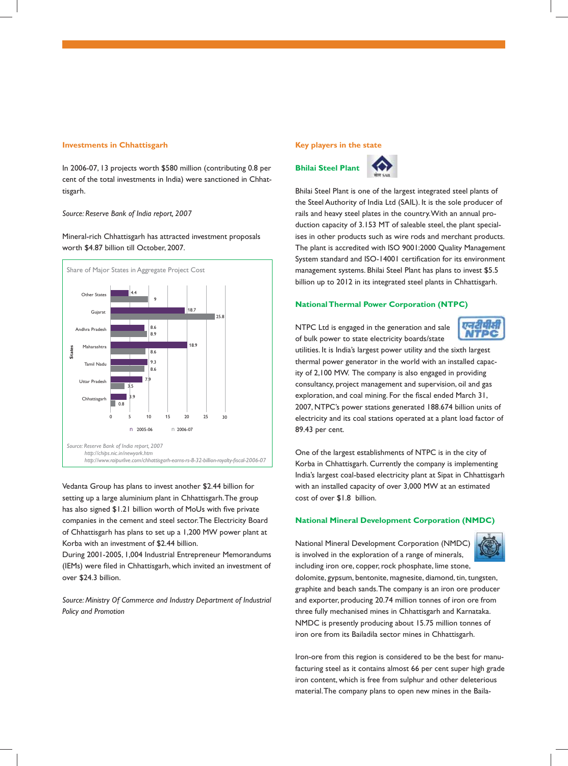## Investments in Chhattisgarh

In 2006-07, 13 projects worth $580 million (contributing 0.8 per cent of the total investments in India) were sanctioned in Chhattisgarh.

*Source: Reserve Bank of India report, 2007*

Mineral-rich Chhattisgarh has attracted investment proposals worth $4.87 billion till October, 2007.

Share of Major States in Aggregate Project Cost

| States | 2005-06 | 2006-07 |
|---|---|---|
| Other States | 4.4 | 9 |
| Gujarat | 18.7 | 25.8 |
| Andhra Pradesh | 8.6 | 8.9 |
| Maharashtra | 18.9 | 8.6 |
| Tamil Nadu | 9.3 | 8.6 |
| Uttar Pradesh | 7.9 | 3.5 |
| Chhattisgarh | 3.9 | 0.8 |

*Source: Reserve Bank of India report, 2007*
*http://chips.nic.in/newyork.htm*
*http://www.raipurlive.com/chhattisgarh-earns-rs-8-32-billion-royalty-fiscal-2006-07*

Vedanta Group has plans to invest another $2.44 billion for setting up a large aluminium plant in Chhattisgarh. The group has also signed $1.21 billion worth of MoUs with five private companies in the cement and steel sector. The Electricity Board of Chhattisgarh has plans to set up a 1,200 MW power plant at Korba with an investment of $2.44 billion.

During 2001-2005, 1,004 Industrial Entrepreneur Memorandums (IEMs) were filed in Chhattisgarh, which invited an investment of over $24.3 billion.

*Source: Ministry Of Commerce and Industry Department of Industrial Policy and Promotion*

## Key players in the state

### Bhilai Steel Plant

Bhilai Steel Plant is one of the largest integrated steel plants of the Steel Authority of India Ltd (SAIL). It is the sole producer of rails and heavy steel plates in the country. With an annual production capacity of 3.153 MT of saleable steel, the plant specialises in other products such as wire rods and merchant products. The plant is accredited with ISO 9001:2000 Quality Management System standard and ISO-14001 certification for its environment management systems. Bhilai Steel Plant has plans to invest $5.5 billion up to 2012 in its integrated steel plants in Chhattisgarh.

### National Thermal Power Corporation (NTPC)

NTPC Ltd is engaged in the generation and sale of bulk power to state electricity boards/state utilities. It is India's largest power utility and the sixth largest thermal power generator in the world with an installed capacity of 2,100 MW. The company is also engaged in providing consultancy, project management and supervision, oil and gas exploration, and coal mining. For the fiscal ended March 31, 2007, NTPC's power stations generated 188.674 billion units of electricity and its coal stations operated at a plant load factor of 89.43 per cent.

One of the largest establishments of NTPC is in the city of Korba in Chhattisgarh. Currently the company is implementing India's largest coal-based electricity plant at Sipat in Chhattisgarh with an installed capacity of over 3,000 MW at an estimated cost of over $1.8 billion.

### National Mineral Development Corporation (NMDC)

National Mineral Development Corporation (NMDC) is involved in the exploration of a range of minerals, including iron ore, copper, rock phosphate, lime stone, dolomite, gypsum, bentonite, magnesite, diamond, tin, tungsten, graphite and beach sands. The company is an iron ore producer and exporter, producing 20.74 million tonnes of iron ore from three fully mechanised mines in Chhattisgarh and Karnataka. NMDC is presently producing about 15.75 million tonnes of iron ore from its Bailadila sector mines in Chhattisgarh.

Iron-ore from this region is considered to be the best for manufacturing steel as it contains almost 66 per cent super high grade iron content, which is free from sulphur and other deleterious material. The company plans to open new mines in the Baila-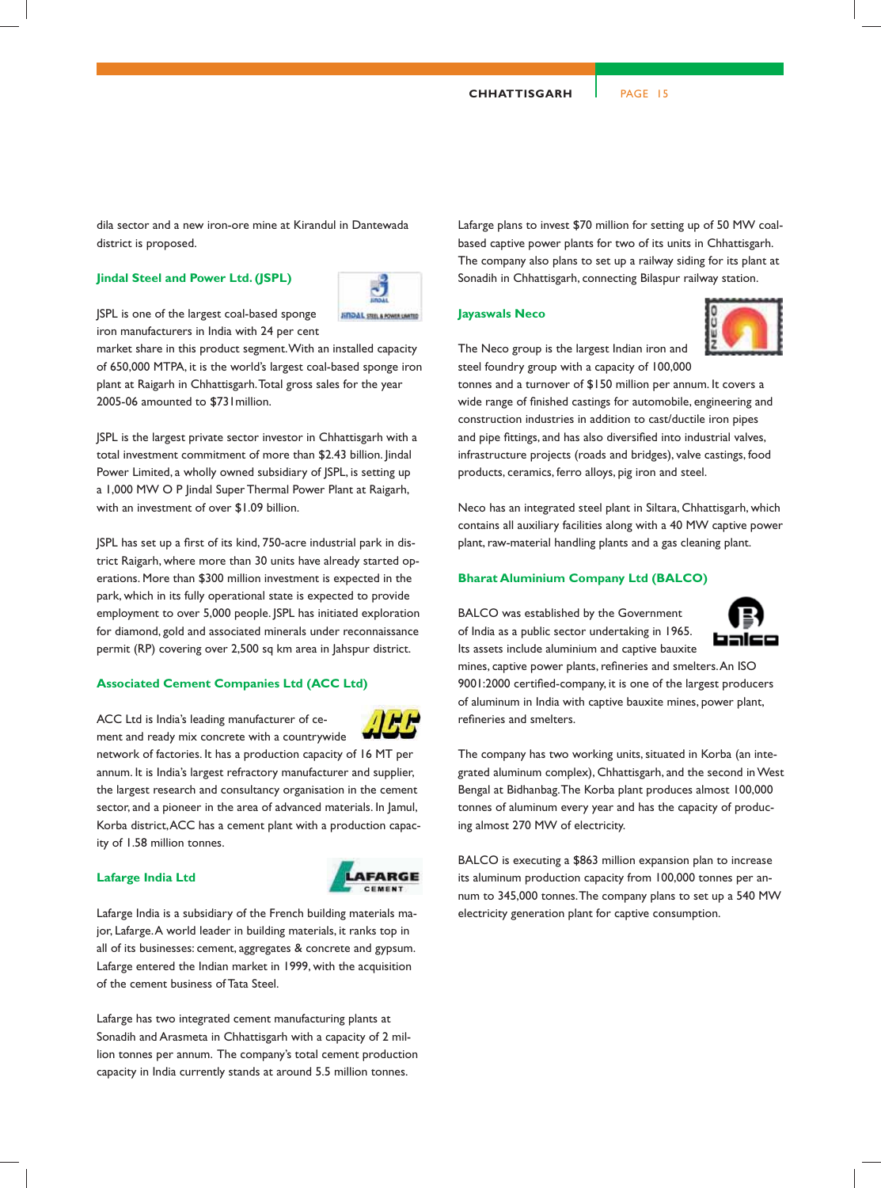dila sector and a new iron-ore mine at Kirandul in Dantewada district is proposed.

### Jindal Steel and Power Ltd. (JSPL)

JSPL is one of the largest coal-based sponge iron manufacturers in India with 24 per cent market share in this product segment. With an installed capacity of 650,000 MTPA, it is the world's largest coal-based sponge iron plant at Raigarh in Chhattisgarh. Total gross sales for the year 2005-06 amounted to $731million.

JSPL is the largest private sector investor in Chhattisgarh with a total investment commitment of more than $2.43 billion. Jindal Power Limited, a wholly owned subsidiary of JSPL, is setting up a 1,000 MW O P Jindal Super Thermal Power Plant at Raigarh, with an investment of over $1.09 billion.

JSPL has set up a first of its kind, 750-acre industrial park in district Raigarh, where more than 30 units have already started operations. More than $300 million investment is expected in the park, which in its fully operational state is expected to provide employment to over 5,000 people. JSPL has initiated exploration for diamond, gold and associated minerals under reconnaissance permit (RP) covering over 2,500 sq km area in Jahspur district.

### Associated Cement Companies Ltd (ACC Ltd)

ACC Ltd is India's leading manufacturer of cement and ready mix concrete with a countrywide network of factories. It has a production capacity of 16 MT per annum. It is India's largest refractory manufacturer and supplier, the largest research and consultancy organisation in the cement sector, and a pioneer in the area of advanced materials. In Jamul, Korba district, ACC has a cement plant with a production capacity of 1.58 million tonnes.

### Lafarge India Ltd

Lafarge India is a subsidiary of the French building materials major, Lafarge. A world leader in building materials, it ranks top in all of its businesses: cement, aggregates & concrete and gypsum. Lafarge entered the Indian market in 1999, with the acquisition of the cement business of Tata Steel.

Lafarge has two integrated cement manufacturing plants at Sonadih and Arasmeta in Chhattisgarh with a capacity of 2 million tonnes per annum. The company's total cement production capacity in India currently stands at around 5.5 million tonnes.

Lafarge plans to invest $70 million for setting up of 50 MW coal-based captive power plants for two of its units in Chhattisgarh. The company also plans to set up a railway siding for its plant at Sonadih in Chhattisgarh, connecting Bilaspur railway station.

### Jayaswals Neco

The Neco group is the largest Indian iron and steel foundry group with a capacity of 100,000 tonnes and a turnover of $150 million per annum. It covers a wide range of finished castings for automobile, engineering and construction industries in addition to cast/ductile iron pipes and pipe fittings, and has also diversified into industrial valves, infrastructure projects (roads and bridges), valve castings, food products, ceramics, ferro alloys, pig iron and steel.

Neco has an integrated steel plant in Siltara, Chhattisgarh, which contains all auxiliary facilities along with a 40 MW captive power plant, raw-material handling plants and a gas cleaning plant.

### Bharat Aluminium Company Ltd (BALCO)

BALCO was established by the Government of India as a public sector undertaking in 1965. Its assets include aluminium and captive bauxite mines, captive power plants, refineries and smelters. An ISO 9001:2000 certified-company, it is one of the largest producers of aluminum in India with captive bauxite mines, power plant, refineries and smelters.

The company has two working units, situated in Korba (an integrated aluminum complex), Chhattisgarh, and the second in West Bengal at Bidhanbag. The Korba plant produces almost 100,000 tonnes of aluminum every year and has the capacity of producing almost 270 MW of electricity.

BALCO is executing a $863 million expansion plan to increase its aluminum production capacity from 100,000 tonnes per annum to 345,000 tonnes. The company plans to set up a 540 MW electricity generation plant for captive consumption.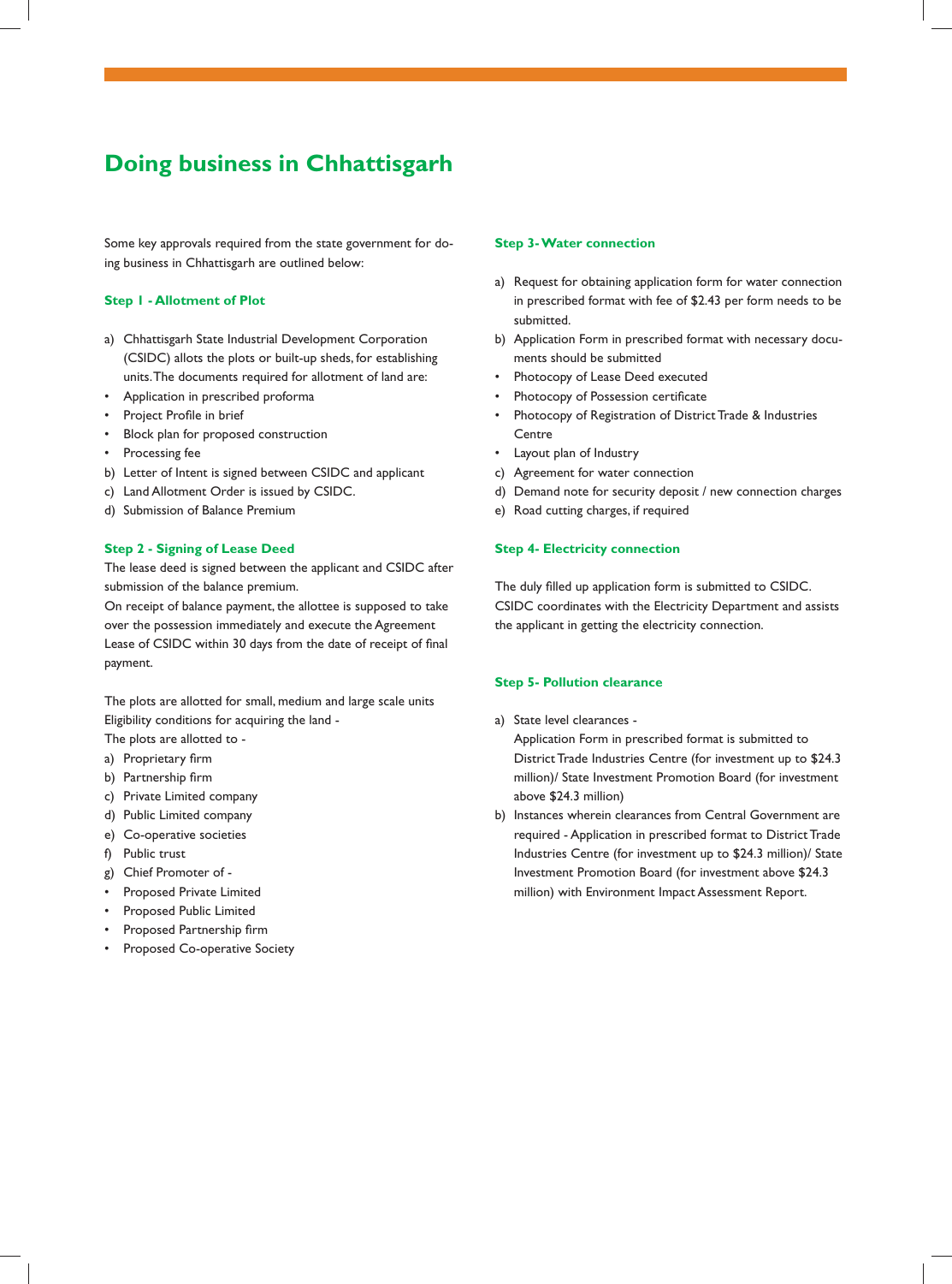# Doing business in Chhattisgarh

Some key approvals required from the state government for doing business in Chhattisgarh are outlined below:

### Step I - Allotment of Plot

a) Chhattisgarh State Industrial Development Corporation (CSIDC) allots the plots or built-up sheds, for establishing units. The documents required for allotment of land are:

- Application in prescribed proforma
- Project Profile in brief
- Block plan for proposed construction
- Processing fee

b) Letter of Intent is signed between CSIDC and applicant

c) Land Allotment Order is issued by CSIDC.

d) Submission of Balance Premium

### Step 2 - Signing of Lease Deed

The lease deed is signed between the applicant and CSIDC after submission of the balance premium.

On receipt of balance payment, the allottee is supposed to take over the possession immediately and execute the Agreement Lease of CSIDC within 30 days from the date of receipt of final payment.

The plots are allotted for small, medium and large scale units

Eligibility conditions for acquiring the land -

The plots are allotted to -

a) Proprietary firm

b) Partnership firm

c) Private Limited company

d) Public Limited company

e) Co-operative societies

f) Public trust

g) Chief Promoter of -

- Proposed Private Limited
- Proposed Public Limited
- Proposed Partnership firm
- Proposed Co-operative Society

### Step 3- Water connection

a) Request for obtaining application form for water connection in prescribed format with fee of $2.43 per form needs to be submitted.

b) Application Form in prescribed format with necessary documents should be submitted

- Photocopy of Lease Deed executed
- Photocopy of Possession certificate
- Photocopy of Registration of District Trade & Industries Centre
- Layout plan of Industry

c) Agreement for water connection

d) Demand note for security deposit / new connection charges

e) Road cutting charges, if required

### Step 4- Electricity connection

The duly filled up application form is submitted to CSIDC. CSIDC coordinates with the Electricity Department and assists the applicant in getting the electricity connection.

### Step 5- Pollution clearance

a) State level clearances -
Application Form in prescribed format is submitted to District Trade Industries Centre (for investment up to $24.3 million)/ State Investment Promotion Board (for investment above $24.3 million)

b) Instances wherein clearances from Central Government are required - Application in prescribed format to District Trade Industries Centre (for investment up to $24.3 million)/ State Investment Promotion Board (for investment above $24.3 million) with Environment Impact Assessment Report.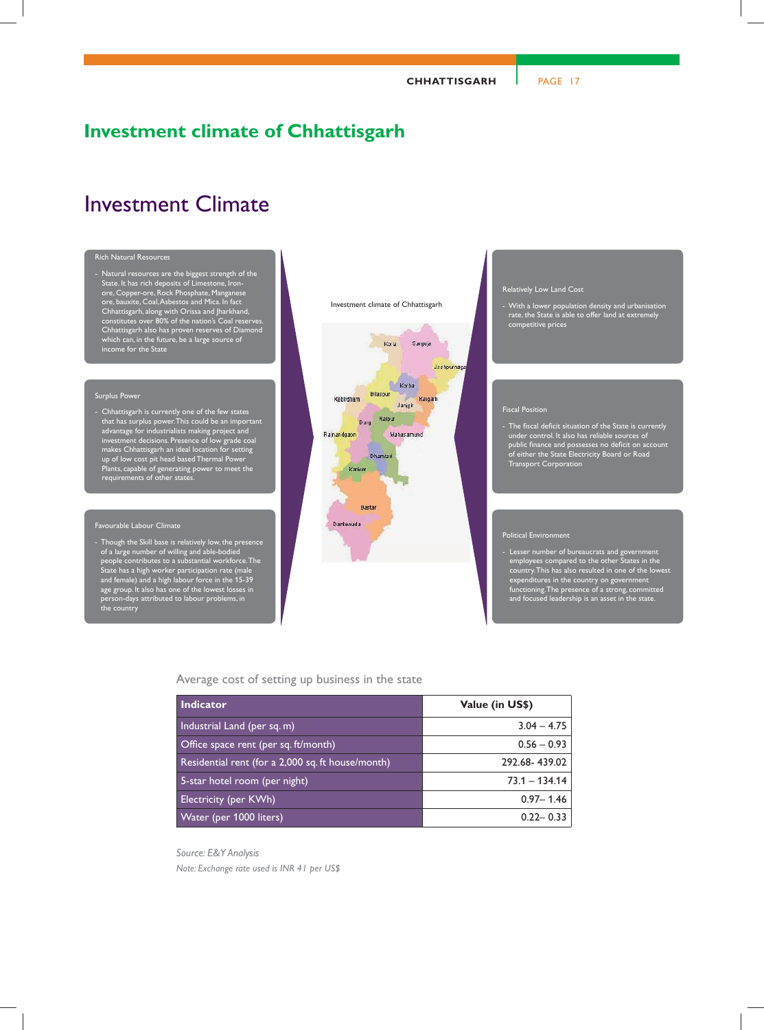# Investment climate of Chhattisgarh

## Investment Climate

**Rich Natural Resources**

- Natural resources are the biggest strength of the State. It has rich deposits of Limestone, Iron-ore, Copper-ore, Rock Phosphate, Manganese ore, bauxite, Coal, Asbestos and Mica. In fact Chhattisgarh, along with Orissa and Jharkhand, constitutes over 80% of the nation's Coal reserves. Chhattisgarh also has proven reserves of Diamond which can, in the future, be a large source of income for the State

**Surplus Power**

- Chhattisgarh is currently one of the few states that has surplus power. This could be an important advantage for industrialists making project and investment decisions. Presence of low grade coal makes Chhattisgarh an ideal location for setting up of low cost pit head based Thermal Power Plants, capable of generating power to meet the requirements of other states.

**Favourable Labour Climate**

- Though the Skill base is relatively low, the presence of a large number of willing and able-bodied people contributes to a substantial workforce. The State has a high worker participation rate (male and female) and a high labour force in the 15-39 age group. It also has one of the lowest losses in person-days attributed to labour problems, in the country

Investment climate of Chhattisgarh

Koria, Sarguja, Jashpurnagar, Korba, Bilaspur, Kabirdham, Janjgir, Raigarh, Durg, Raipur, Rajnandgaon, Mahasamund, Dhamtari, Kanker, Bastar, Dantewada

**Relatively Low Land Cost**

- With a lower population density and urbanisation rate, the State is able to offer land at extremely competitive prices

**Fiscal Position**

- The fiscal deficit situation of the State is currently under control. It also has reliable sources of public finance and possesses no deficit on account of either the State Electricity Board or Road Transport Corporation

**Political Environment**

- Lesser number of bureaucrats and government employees compared to the other States in the country. This has also resulted in one of the lowest expenditures in the country on government functioning. The presence of a strong, committed and focused leadership is an asset in the state.

Average cost of setting up business in the state

| Indicator | Value (in US$) |
|---|---|
| Industrial Land (per sq. m) | 3.04 – 4.75 |
| Office space rent (per sq. ft/month) | 0.56 – 0.93 |
| Residential rent (for a 2,000 sq. ft house/month) | 292.68- 439.02 |
| 5-star hotel room (per night) | 73.1 – 134.14 |
| Electricity (per KWh) | 0.97– 1.46 |
| Water (per 1000 liters) | 0.22– 0.33 |

*Source: E&Y Analysis*

*Note: Exchange rate used is INR 41 per US$*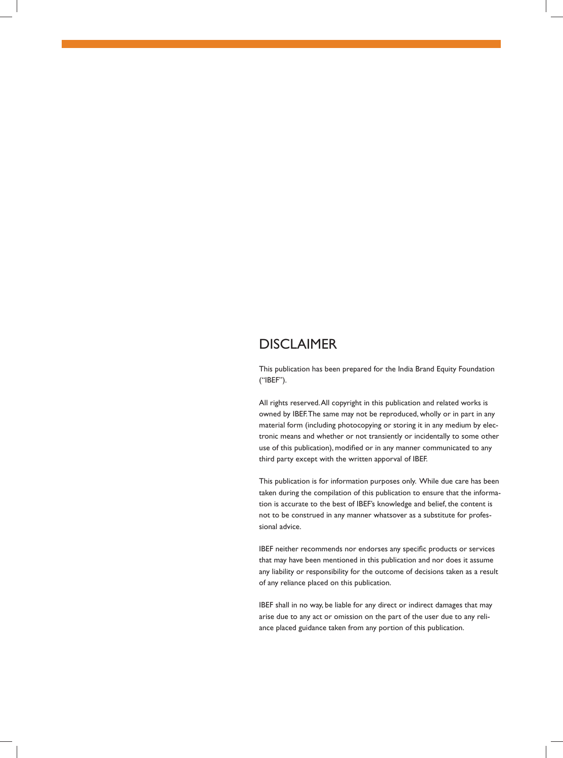# DISCLAIMER

This publication has been prepared for the India Brand Equity Foundation ("IBEF").

All rights reserved. All copyright in this publication and related works is owned by IBEF. The same may not be reproduced, wholly or in part in any material form (including photocopying or storing it in any medium by electronic means and whether or not transiently or incidentally to some other use of this publication), modified or in any manner communicated to any third party except with the written apporval of IBEF.

This publication is for information purposes only. While due care has been taken during the compilation of this publication to ensure that the information is accurate to the best of IBEF's knowledge and belief, the content is not to be construed in any manner whatsoever as a substitute for professional advice.

IBEF neither recommends nor endorses any specific products or services that may have been mentioned in this publication and nor does it assume any liability or responsibility for the outcome of decisions taken as a result of any reliance placed on this publication.

IBEF shall in no way, be liable for any direct or indirect damages that may arise due to any act or omission on the part of the user due to any reliance placed guidance taken from any portion of this publication.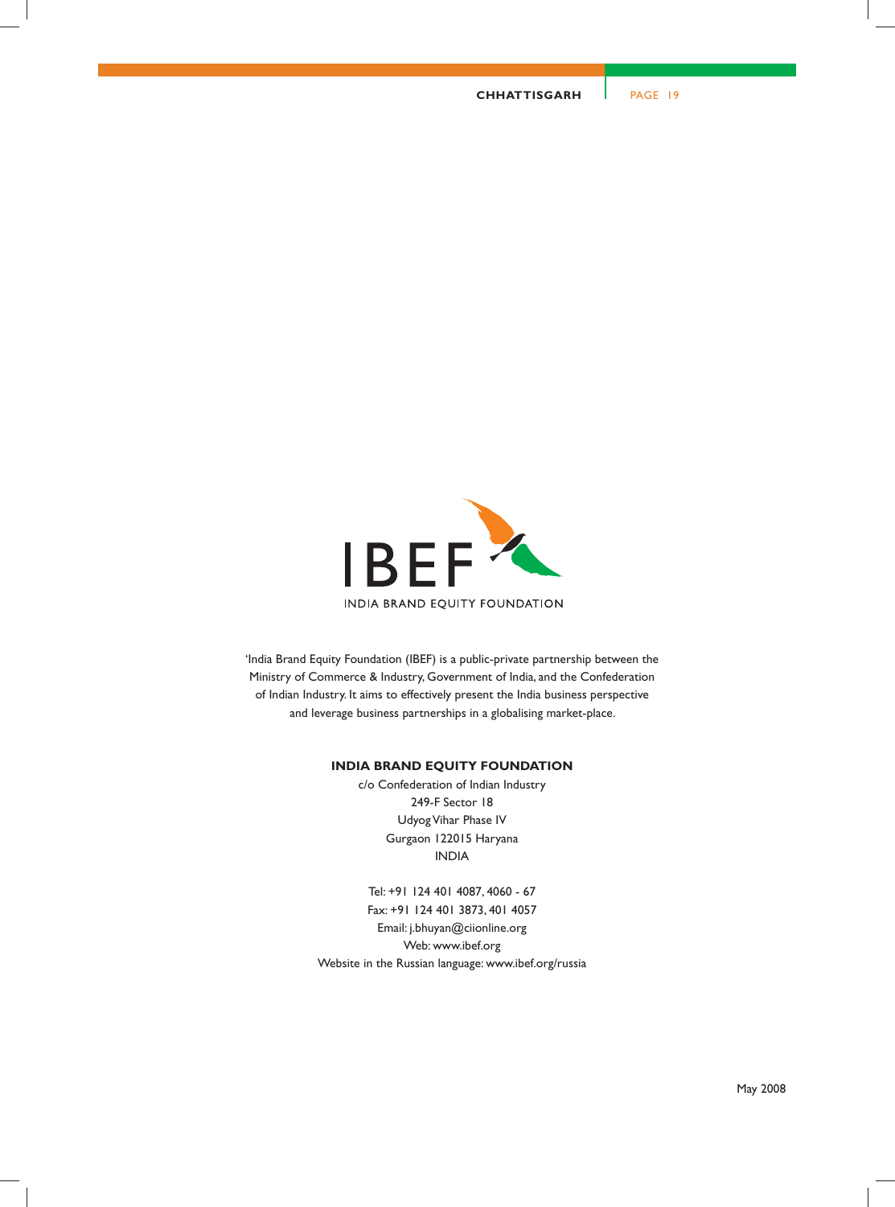IBEF

INDIA BRAND EQUITY FOUNDATION

'India Brand Equity Foundation (IBEF) is a public-private partnership between the Ministry of Commerce & Industry, Government of India, and the Confederation of Indian Industry. It aims to effectively present the India business perspective and leverage business partnerships in a globalising market-place.

**INDIA BRAND EQUITY FOUNDATION**

c/o Confederation of Indian Industry
249-F Sector 18
Udyog Vihar Phase IV
Gurgaon 122015 Haryana
INDIA

Tel: +91 124 401 4087, 4060 - 67
Fax: +91 124 401 3873, 401 4057
Email: j.bhuyan@ciionline.org
Web: www.ibef.org
Website in the Russian language: www.ibef.org/russia

May 2008